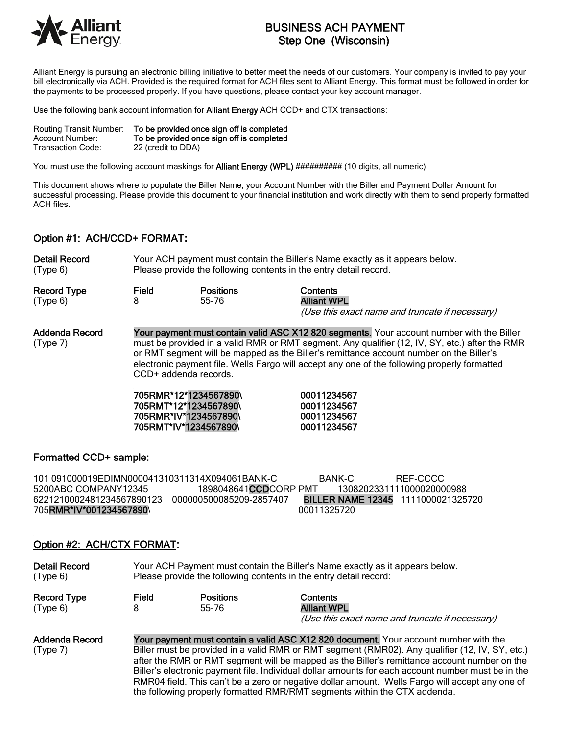# BUSINESS ACH PAYMENT
## Step One (Wisconsin)

Alliant Energy is pursuing an electronic billing initiative to better meet the needs of our customers. Your company is invited to pay your bill electronically via ACH. Provided is the required format for ACH files sent to Alliant Energy. This format must be followed in order for the payments to be processed properly. If you have questions, please contact your key account manager.

Use the following bank account information for **Alliant Energy** ACH CCD+ and CTX transactions:

| | |
|---|---|
| Routing Transit Number: | **To be provided once sign off is completed** |
| Account Number: | **To be provided once sign off is completed** |
| Transaction Code: | 22 (credit to DDA) |

You must use the following account maskings for **Alliant Energy (WPL)** ########## (10 digits, all numeric)

This document shows where to populate the Biller Name, your Account Number with the Biller and Payment Dollar Amount for successful processing. Please provide this document to your financial institution and work directly with them to send properly formatted ACH files.

---

## Option #1: ACH/CCD+ FORMAT:

**Detail Record** (Type 6)

Your ACH payment must contain the Biller's Name exactly as it appears below. Please provide the following contents in the entry detail record.

| Record Type | Field | Positions | Contents |
|---|---|---|---|
| (Type 6) | 8 | 55-76 | **Alliant WPL** *(Use this exact name and truncate if necessary)* |

**Addenda Record** (Type 7)

**Your payment must contain valid ASC X12 820 segments.** Your account number with the Biller must be provided in a valid RMR or RMT segment. Any qualifier (12, IV, SY, etc.) after the RMR or RMT segment will be mapped as the Biller's remittance account number on the Biller's electronic payment file. Wells Fargo will accept any one of the following properly formatted CCD+ addenda records.

```
705RMR*12*1234567890\        00011234567
705RMT*12*1234567890\        00011234567
705RMR*IV*1234567890\        00011234567
705RMT*IV*1234567890\        00011234567
```

### Formatted CCD+ sample:

```
101 091000019EDIMN000041310311314X094061BANK-C          BANK-C          REF-CCCC
5200ABC COMPANY12345             1898048641CCDCORP PMT       1308202331111000020000988
6221210002481234567890123   000000500085209-2857407     BILLER NAME 12345   1111000021325720
705RMR*IV*001234567890\                                   00011325720
```

---

## Option #2: ACH/CTX FORMAT:

**Detail Record** (Type 6)

Your ACH Payment must contain the Biller's Name exactly as it appears below. Please provide the following contents in the entry detail record:

| Record Type | Field | Positions | Contents |
|---|---|---|---|
| (Type 6) | 8 | 55-76 | **Alliant WPL** *(Use this exact name and truncate if necessary)* |

**Addenda Record** (Type 7)

**Your payment must contain a valid ASC X12 820 document.** Your account number with the Biller must be provided in a valid RMR or RMT segment (RMR02). Any qualifier (12, IV, SY, etc.) after the RMR or RMT segment will be mapped as the Biller's remittance account number on the Biller's electronic payment file. Individual dollar amounts for each account number must be in the RMR04 field. This can't be a zero or negative dollar amount. Wells Fargo will accept any one of the following properly formatted RMR/RMT segments within the CTX addenda.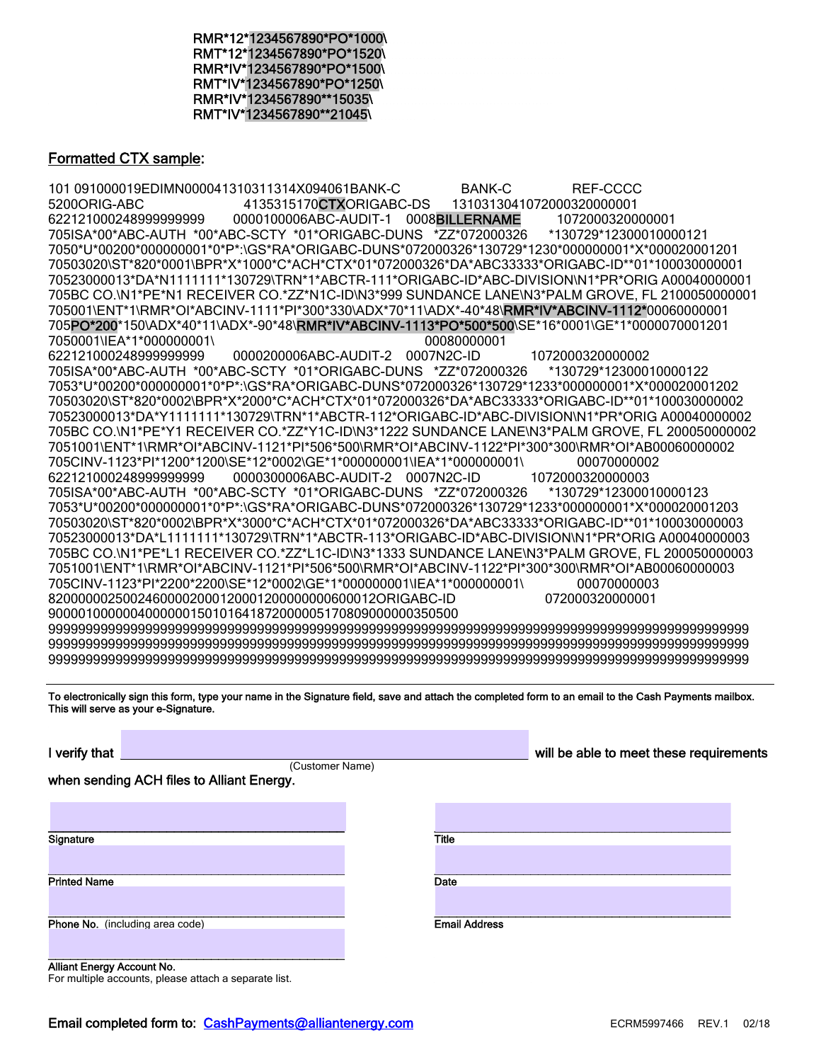```
RMR*12*1234567890*PO*1000\
RMT*12*1234567890*PO*1520\
RMR*IV*1234567890*PO*1500\
RMT*IV*1234567890*PO*1250\
RMR*IV*1234567890**15035\
RMT*IV*1234567890**21045\
```

**Formatted CTX sample:**

```
101 091000019EDIMN000041310311314X094061BANK-C          BANK-C          REF-CCCC
5200ORIG-ABC                4135315170CTXORIGABC-DS     131031304107200032000001
622121000248999999999       0000100006ABC-AUDIT-1   0008BILLERNAME      1072000320000001
705ISA*00*ABC-AUTH  *00*ABC-SCTY  *01*ORIGABC-DUNS  *ZZ*072000326      *130729*12300010000121
7050*U*00200*000000001*0*P*:\GS*RA*ORIGABC-DUNS*072000326*130729*1230*000000001*X*000020001201
70503020\ST*820*0001\BPR*X*1000*C*ACH*CTX*01*072000326*DA*ABC33333*ORIGABC-ID**01*100030000001
70523000013*DA*N1111111*130729\TRN*1*ABCTR-111*ORIGABC-ID*ABC-DIVISION\N1*PR*ORIG A00040000001
705BC CO.\N1*PE*N1 RECEIVER CO.*ZZ*N1C-ID\N3*999 SUNDANCE LANE\N3*PALM GROVE, FL 2100050000001
705001\ENT*1\RMR*OI*ABCINV-1111*PI*300*330\ADX*70*11\ADX*-40*48\RMR*IV*ABCINV-1112*00060000001
705PO*200*150\ADX*40*11\ADX*-90*48\RMR*IV*ABCINV-1113*PO*500*500\SE*16*0001\GE*1*0000070001201
7050001\IEA*1*000000001\                                 00080000001
622121000248999999999       0000200006ABC-AUDIT-2   0007N2C-ID          1072000320000002
705ISA*00*ABC-AUTH  *00*ABC-SCTY  *01*ORIGABC-DUNS  *ZZ*072000326      *130729*12300010000122
7053*U*00200*000000001*0*P*:\GS*RA*ORIGABC-DUNS*072000326*130729*1233*000000001*X*000020001202
70503020\ST*820*0002\BPR*X*2000*C*ACH*CTX*01*072000326*DA*ABC33333*ORIGABC-ID**01*100030000002
70523000013*DA*Y1111111*130729\TRN*1*ABCTR-112*ORIGABC-ID*ABC-DIVISION\N1*PR*ORIG A00040000002
705BC CO.\N1*PE*Y1 RECEIVER CO.*ZZ*Y1C-ID\N3*1222 SUNDANCE LANE\N3*PALM GROVE, FL 200050000002
7051001\ENT*1\RMR*OI*ABCINV-1121*PI*506*500\RMR*OI*ABCINV-1122*PI*300*300\RMR*OI*AB00060000002
705CINV-1123*PI*1200*1200\SE*12*0002\GE*1*000000001\IEA*1*000000001\          00070000002
622121000248999999999       0000300006ABC-AUDIT-2   0007N2C-ID          1072000320000003
705ISA*00*ABC-AUTH  *00*ABC-SCTY  *01*ORIGABC-DUNS  *ZZ*072000326      *130729*12300010000123
7053*U*00200*000000001*0*P*:\GS*RA*ORIGABC-DUNS*072000326*130729*1233*000000001*X*000020001203
70503020\ST*820*0002\BPR*X*3000*C*ACH*CTX*01*072000326*DA*ABC33333*ORIGABC-ID**01*100030000003
70523000013*DA*L1111111*130729\TRN*1*ABCTR-113*ORIGABC-ID*ABC-DIVISION\N1*PR*ORIG A00040000003
705BC CO.\N1*PE*L1 RECEIVER CO.*ZZ*L1C-ID\N3*1333 SUNDANCE LANE\N3*PALM GROVE, FL 200050000003
7051001\ENT*1\RMR*OI*ABCINV-1121*PI*506*500\RMR*OI*ABCINV-1122*PI*300*300\RMR*OI*AB00060000003
705CINV-1123*PI*2200*2200\SE*12*0002\GE*1*000000001\IEA*1*000000001\          00070000003
820000002500246000020001200012000000006000012ORIGABC-ID             072000320000001
9000010000004000000150101641872000005170809000000350500
9999999999999999999999999999999999999999999999999999999999999999999999999999999999999999999
9999999999999999999999999999999999999999999999999999999999999999999999999999999999999999999
9999999999999999999999999999999999999999999999999999999999999999999999999999999999999999999
```

---

**To electronically sign this form, type your name in the Signature field, save and attach the completed form to an email to the Cash Payments mailbox. This will serve as your e-Signature.**

I verify that ______________________________ will be able to meet these requirements when sending ACH files to Alliant Energy.
(Customer Name)

Signature ______________________________

Title ______________________________

Printed Name ______________________________

Date ______________________________

Phone No. (including area code) ______________________________

Email Address ______________________________

Alliant Energy Account No. ______________________________
For multiple accounts, please attach a separate list.

**Email completed form to:** [CashPayments@alliantenergy.com](mailto:CashPayments@alliantenergy.com)

ECRM5997466 REV.1 02/18